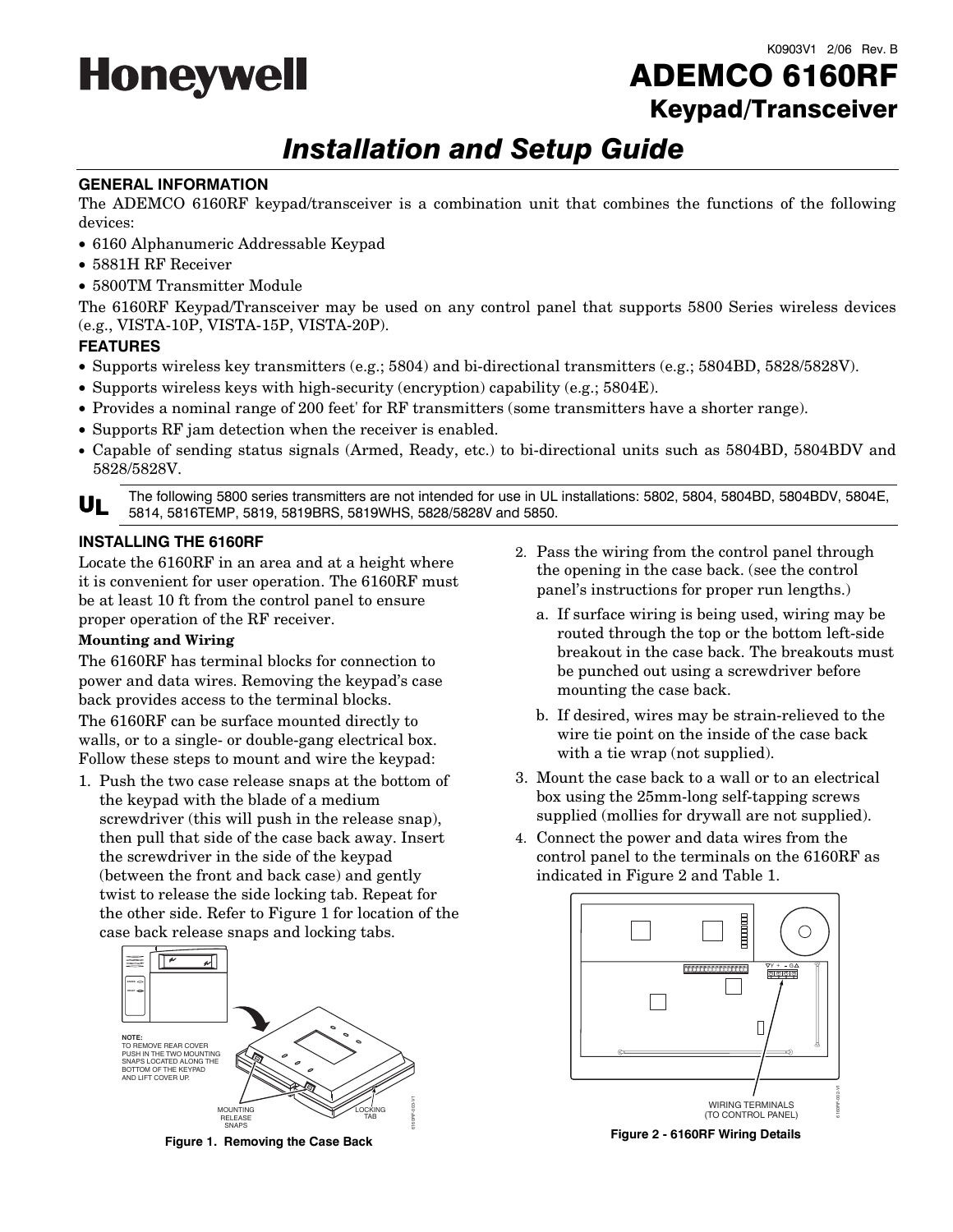Honeywell

K0903V1 2/06 Rev. B

# ADEMCO 6160RF
## Keypad/Transceiver

# *Installation and Setup Guide*

### GENERAL INFORMATION

The ADEMCO 6160RF keypad/transceiver is a combination unit that combines the functions of the following devices:

- 6160 Alphanumeric Addressable Keypad
- 5881H RF Receiver
- 5800TM Transmitter Module

The 6160RF Keypad/Transceiver may be used on any control panel that supports 5800 Series wireless devices (e.g., VISTA-10P, VISTA-15P, VISTA-20P).

### FEATURES

- Supports wireless key transmitters (e.g.; 5804) and bi-directional transmitters (e.g.; 5804BD, 5828/5828V).
- Supports wireless keys with high-security (encryption) capability (e.g.; 5804E).
- Provides a nominal range of 200 feet' for RF transmitters (some transmitters have a shorter range).
- Supports RF jam detection when the receiver is enabled.
- Capable of sending status signals (Armed, Ready, etc.) to bi-directional units such as 5804BD, 5804BDV and 5828/5828V.

**UL** The following 5800 series transmitters are not intended for use in UL installations: 5802, 5804, 5804BD, 5804BDV, 5804E, 5814, 5816TEMP, 5819, 5819BRS, 5819WHS, 5828/5828V and 5850.

### INSTALLING THE 6160RF

Locate the 6160RF in an area and at a height where it is convenient for user operation. The 6160RF must be at least 10 ft from the control panel to ensure proper operation of the RF receiver.

**Mounting and Wiring**

The 6160RF has terminal blocks for connection to power and data wires. Removing the keypad's case back provides access to the terminal blocks.

The 6160RF can be surface mounted directly to walls, or to a single- or double-gang electrical box. Follow these steps to mount and wire the keypad:

1. Push the two case release snaps at the bottom of the keypad with the blade of a medium screwdriver (this will push in the release snap), then pull that side of the case back away. Insert the screwdriver in the side of the keypad (between the front and back case) and gently twist to release the side locking tab. Repeat for the other side. Refer to Figure 1 for location of the case back release snaps and locking tabs.

NOTE: TO REMOVE REAR COVER PUSH IN THE TWO MOUNTING SNAPS LOCATED ALONG THE BOTTOM OF THE KEYPAD AND LIFT COVER UP.

MOUNTING RELEASE SNAPS — LOCKING TAB

**Figure 1. Removing the Case Back**

2. Pass the wiring from the control panel through the opening in the case back. (see the control panel's instructions for proper run lengths.)
   a. If surface wiring is being used, wiring may be routed through the top or the bottom left-side breakout in the case back. The breakouts must be punched out using a screwdriver before mounting the case back.
   b. If desired, wires may be strain-relieved to the wire tie point on the inside of the case back with a tie wrap (not supplied).
3. Mount the case back to a wall or to an electrical box using the 25mm-long self-tapping screws supplied (mollies for drywall are not supplied).
4. Connect the power and data wires from the control panel to the terminals on the 6160RF as indicated in Figure 2 and Table 1.

WIRING TERMINALS (TO CONTROL PANEL)

**Figure 2 - 6160RF Wiring Details**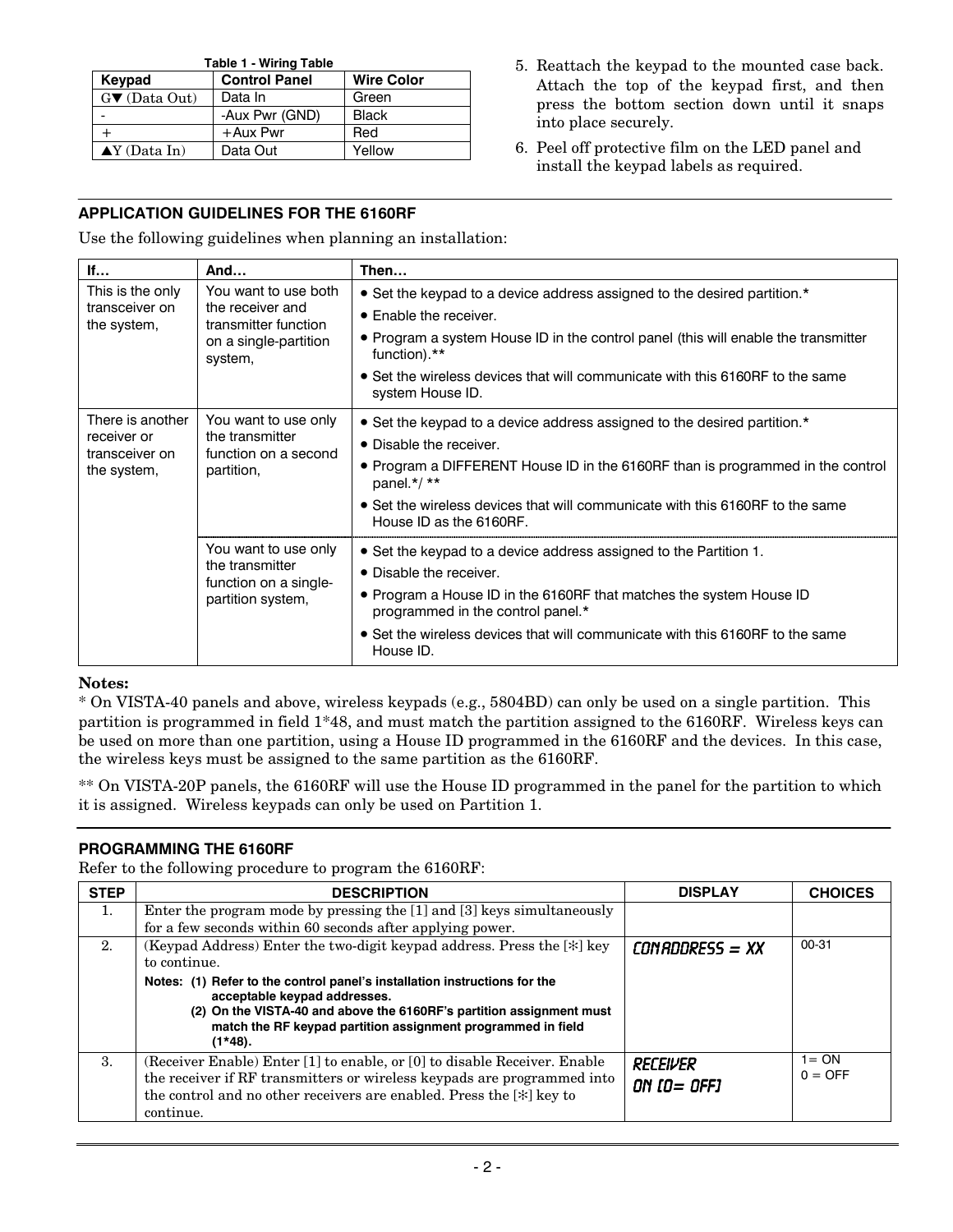**Table 1 - Wiring Table**

| Keypad | Control Panel | Wire Color |
|---|---|---|
| G▼ (Data Out) | Data In | Green |
| - | -Aux Pwr (GND) | Black |
| + | +Aux Pwr | Red |
| ▲Y (Data In) | Data Out | Yellow |

5. Reattach the keypad to the mounted case back. Attach the top of the keypad first, and then press the bottom section down until it snaps into place securely.
6. Peel off protective film on the LED panel and install the keypad labels as required.

## APPLICATION GUIDELINES FOR THE 6160RF

Use the following guidelines when planning an installation:

| If… | And… | Then… |
|---|---|---|
| This is the only transceiver on the system, | You want to use both the receiver and transmitter function on a single-partition system, | • Set the keypad to a device address assigned to the desired partition.* <br> • Enable the receiver. <br> • Program a system House ID in the control panel (this will enable the transmitter function).** <br> • Set the wireless devices that will communicate with this 6160RF to the same system House ID. |
| There is another receiver or transceiver on the system, | You want to use only the transmitter function on a second partition, | • Set the keypad to a device address assigned to the desired partition.* <br> • Disable the receiver. <br> • Program a DIFFERENT House ID in the 6160RF than is programmed in the control panel.*/ ** <br> • Set the wireless devices that will communicate with this 6160RF to the same House ID as the 6160RF. |
| | You want to use only the transmitter function on a single-partition system, | • Set the keypad to a device address assigned to the Partition 1. <br> • Disable the receiver. <br> • Program a House ID in the 6160RF that matches the system House ID programmed in the control panel.* <br> • Set the wireless devices that will communicate with this 6160RF to the same House ID. |

**Notes:**

* On VISTA-40 panels and above, wireless keypads (e.g., 5804BD) can only be used on a single partition. This partition is programmed in field 1*48, and must match the partition assigned to the 6160RF. Wireless keys can be used on more than one partition, using a House ID programmed in the 6160RF and the devices. In this case, the wireless keys must be assigned to the same partition as the 6160RF.

** On VISTA-20P panels, the 6160RF will use the House ID programmed in the panel for the partition to which it is assigned. Wireless keypads can only be used on Partition 1.

## PROGRAMMING THE 6160RF

Refer to the following procedure to program the 6160RF:

| STEP | DESCRIPTION | DISPLAY | CHOICES |
|---|---|---|---|
| 1. | Enter the program mode by pressing the [1] and [3] keys simultaneously for a few seconds within 60 seconds after applying power. | | |
| 2. | (Keypad Address) Enter the two-digit keypad address. Press the [✻] key to continue. <br> **Notes: (1) Refer to the control panel's installation instructions for the acceptable keypad addresses.** <br> **(2) On the VISTA-40 and above the 6160RF's partition assignment must match the RF keypad partition assignment programmed in field (1*48).** | CON ADDRESS = XX | 00-31 |
| 3. | (Receiver Enable) Enter [1] to enable, or [0] to disable Receiver. Enable the receiver if RF transmitters or wireless keypads are programmed into the control and no other receivers are enabled. Press the [✻] key to continue. | RECEIVER <br> ON [0= OFF] | 1= ON <br> 0 = OFF |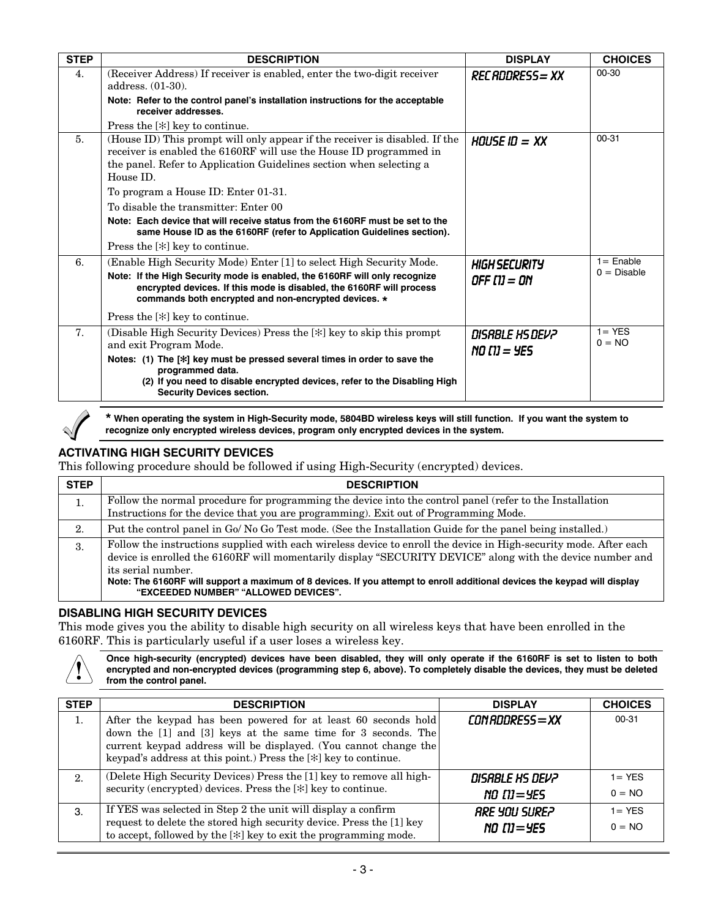| STEP | DESCRIPTION | DISPLAY | CHOICES |
|---|---|---|---|
| 4. | (Receiver Address) If receiver is enabled, enter the two-digit receiver address. (01-30).<br>**Note: Refer to the control panel's installation instructions for the acceptable receiver addresses.**<br>Press the [✻] key to continue. | REC ADDRESS= XX | 00-30 |
| 5. | (House ID) This prompt will only appear if the receiver is disabled. If the receiver is enabled the 6160RF will use the House ID programmed in the panel. Refer to Application Guidelines section when selecting a House ID.<br>To program a House ID: Enter 01-31.<br>To disable the transmitter: Enter 00<br>**Note: Each device that will receive status from the 6160RF must be set to the same House ID as the 6160RF (refer to Application Guidelines section).**<br>Press the [✻] key to continue. | HOUSE ID = XX | 00-31 |
| 6. | (Enable High Security Mode) Enter [1] to select High Security Mode.<br>**Note: If the High Security mode is enabled, the 6160RF will only recognize encrypted devices. If this mode is disabled, the 6160RF will process commands both encrypted and non-encrypted devices. \***<br>Press the [✻] key to continue. | HIGH SECURITY<br>OFF [1] = ON | 1= Enable<br>0 = Disable |
| 7. | (Disable High Security Devices) Press the [✻] key to skip this prompt and exit Program Mode.<br>**Notes: (1) The [✻] key must be pressed several times in order to save the programmed data.**<br>**(2) If you need to disable encrypted devices, refer to the Disabling High Security Devices section.** | DISABLE HS DEV?<br>NO [1] = YES | 1= YES<br>0 = NO |

**\* When operating the system in High-Security mode, 5804BD wireless keys will still function. If you want the system to recognize only encrypted wireless devices, program only encrypted devices in the system.**

### ACTIVATING HIGH SECURITY DEVICES

This following procedure should be followed if using High-Security (encrypted) devices.

| STEP | DESCRIPTION |
|---|---|
| 1. | Follow the normal procedure for programming the device into the control panel (refer to the Installation Instructions for the device that you are programming). Exit out of Programming Mode. |
| 2. | Put the control panel in Go/ No Go Test mode. (See the Installation Guide for the panel being installed.) |
| 3. | Follow the instructions supplied with each wireless device to enroll the device in High-security mode. After each device is enrolled the 6160RF will momentarily display "SECURITY DEVICE" along with the device number and its serial number.<br>**Note: The 6160RF will support a maximum of 8 devices. If you attempt to enroll additional devices the keypad will display "EXCEEDED NUMBER" "ALLOWED DEVICES".** |

### DISABLING HIGH SECURITY DEVICES

This mode gives you the ability to disable high security on all wireless keys that have been enrolled in the 6160RF. This is particularly useful if a user loses a wireless key.

**Once high-security (encrypted) devices have been disabled, they will only operate if the 6160RF is set to listen to both encrypted and non-encrypted devices (programming step 6, above). To completely disable the devices, they must be deleted from the control panel.**

| STEP | DESCRIPTION | DISPLAY | CHOICES |
|---|---|---|---|
| 1. | After the keypad has been powered for at least 60 seconds hold down the [1] and [3] keys at the same time for 3 seconds. The current keypad address will be displayed. (You cannot change the keypad's address at this point.) Press the [✻] key to continue. | CON ADDRESS=XX | 00-31 |
| 2. | (Delete High Security Devices) Press the [1] key to remove all high-security (encrypted) devices. Press the [✻] key to continue. | DISABLE HS DEV?<br>NO [1]=YES | 1= YES<br>0 = NO |
| 3. | If YES was selected in Step 2 the unit will display a confirm request to delete the stored high security device. Press the [1] key to accept, followed by the [✻] key to exit the programming mode. | ARE YOU SURE?<br>NO [1]=YES | 1= YES<br>0 = NO |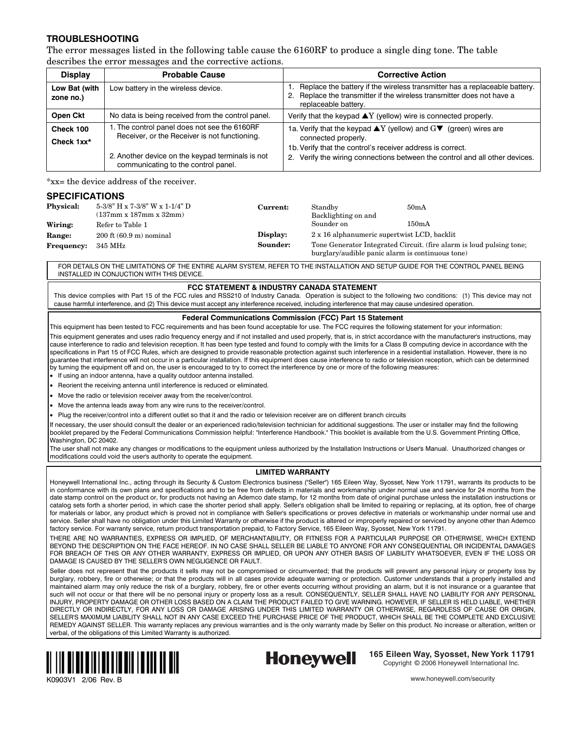## TROUBLESHOOTING

The error messages listed in the following table cause the 6160RF to produce a single ding tone. The table describes the error messages and the corrective actions.

| Display | Probable Cause | Corrective Action |
|---|---|---|
| **Low Bat (with zone no.)** | Low battery in the wireless device. | 1. Replace the battery if the wireless transmitter has a replaceable battery.<br>2. Replace the transmitter if the wireless transmitter does not have a replaceable battery. |
| **Open Ckt** | No data is being received from the control panel. | Verify that the keypad ▲Y (yellow) wire is connected properly. |
| **Check 100**<br>**Check 1xx*** | 1. The control panel does not see the 6160RF Receiver, or the Receiver is not functioning.<br>2. Another device on the keypad terminals is not communicating to the control panel. | 1a. Verify that the keypad ▲Y (yellow) and G▼ (green) wires are connected properly.<br>1b. Verify that the control's receiver address is correct.<br>2. Verify the wiring connections between the control and all other devices. |

*xx= the device address of the receiver.

## SPECIFICATIONS

**Physical:** 5-3/8" H x 7-3/8" W x 1-1/4" D (137mm x 187mm x 32mm)

**Wiring:** Refer to Table 1

**Range:** 200 ft (60.9 m) nominal

**Frequency:** 345 MHz

**Current:** Standby 50mA; Backlighting on and Sounder on 150mA

**Display:** 2 x 16 alphanumeric supertwist LCD, backlit

**Sounder:** Tone Generator Integrated Circuit. (fire alarm is loud pulsing tone; burglary/audible panic alarm is continuous tone)

FOR DETAILS ON THE LIMITATIONS OF THE ENTIRE ALARM SYSTEM, REFER TO THE INSTALLATION AND SETUP GUIDE FOR THE CONTROL PANEL BEING INSTALLED IN CONJUCTION WITH THIS DEVICE.

### FCC STATEMENT & INDUSTRY CANADA STATEMENT

This device complies with Part 15 of the FCC rules and RSS210 of Industry Canada. Operation is subject to the following two conditions: (1) This device may not cause harmful interference, and (2) This device must accept any interference received, including interference that may cause undesired operation.

### Federal Communications Commission (FCC) Part 15 Statement

This equipment has been tested to FCC requirements and has been found acceptable for use. The FCC requires the following statement for your information:

This equipment generates and uses radio frequency energy and if not installed and used properly, that is, in strict accordance with the manufacturer's instructions, may cause interference to radio and television reception. It has been type tested and found to comply with the limits for a Class B computing device in accordance with the specifications in Part 15 of FCC Rules, which are designed to provide reasonable protection against such interference in a residential installation. However, there is no guarantee that interference will not occur in a particular installation. If this equipment does cause interference to radio or television reception, which can be determined by turning the equipment off and on, the user is encouraged to try to correct the interference by one or more of the following measures:

- If using an indoor antenna, have a quality outdoor antenna installed.
- Reorient the receiving antenna until interference is reduced or eliminated.
- Move the radio or television receiver away from the receiver/control.
- Move the antenna leads away from any wire runs to the receiver/control.
- Plug the receiver/control into a different outlet so that it and the radio or television receiver are on different branch circuits

If necessary, the user should consult the dealer or an experienced radio/television technician for additional suggestions. The user or installer may find the following booklet prepared by the Federal Communications Commission helpful: "Interference Handbook." This booklet is available from the U.S. Government Printing Office, Washington, DC 20402.

The user shall not make any changes or modifications to the equipment unless authorized by the Installation Instructions or User's Manual. Unauthorized changes or modifications could void the user's authority to operate the equipment.

### LIMITED WARRANTY

Honeywell International Inc., acting through its Security & Custom Electronics business ("Seller") 165 Eileen Way, Syosset, New York 11791, warrants its products to be in conformance with its own plans and specifications and to be free from defects in materials and workmanship under normal use and service for 24 months from the date stamp control on the product or, for products not having an Ademco date stamp, for 12 months from date of original purchase unless the installation instructions or catalog sets forth a shorter period, in which case the shorter period shall apply. Seller's obligation shall be limited to repairing or replacing, at its option, free of charge for materials or labor, any product which is proved not in compliance with Seller's specifications or proves defective in materials or workmanship under normal use and service. Seller shall have no obligation under this Limited Warranty or otherwise if the product is altered or improperly repaired or serviced by anyone other than Ademco factory service. For warranty service, return product transportation prepaid, to Factory Service, 165 Eileen Way, Syosset, New York 11791.

THERE ARE NO WARRANTIES, EXPRESS OR IMPLIED, OF MERCHANTABILITY, OR FITNESS FOR A PARTICULAR PURPOSE OR OTHERWISE, WHICH EXTEND BEYOND THE DESCRIPTION ON THE FACE HEREOF. IN NO CASE SHALL SELLER BE LIABLE TO ANYONE FOR ANY CONSEQUENTIAL OR INCIDENTAL DAMAGES FOR BREACH OF THIS OR ANY OTHER WARRANTY, EXPRESS OR IMPLIED, OR UPON ANY OTHER BASIS OF LIABILITY WHATSOEVER, EVEN IF THE LOSS OR DAMAGE IS CAUSED BY THE SELLER'S OWN NEGLIGENCE OR FAULT.

Seller does not represent that the products it sells may not be compromised or circumvented; that the products will prevent any personal injury or property loss by burglary, robbery, fire or otherwise; or that the products will in all cases provide adequate warning or protection. Customer understands that a properly installed and maintained alarm may only reduce the risk of a burglary, robbery, fire or other events occurring without providing an alarm, but it is not insurance or a guarantee that such will not occur or that there will be no personal injury or property loss as a result. CONSEQUENTLY, SELLER SHALL HAVE NO LIABILITY FOR ANY PERSONAL INJURY, PROPERTY DAMAGE OR OTHER LOSS BASED ON A CLAIM THE PRODUCT FAILED TO GIVE WARNING. HOWEVER, IF SELLER IS HELD LIABLE, WHETHER DIRECTLY OR INDIRECTLY, FOR ANY LOSS OR DAMAGE ARISING UNDER THIS LIMITED WARRANTY OR OTHERWISE, REGARDLESS OF CAUSE OR ORIGIN, SELLER'S MAXIMUM LIABILITY SHALL NOT IN ANY CASE EXCEED THE PURCHASE PRICE OF THE PRODUCT, WHICH SHALL BE THE COMPLETE AND EXCLUSIVE REMEDY AGAINST SELLER. This warranty replaces any previous warranties and is the only warranty made by Seller on this product. No increase or alteration, written or verbal, of the obligations of this Limited Warranty is authorized.

K0903V1 2/06 Rev. B

**Honeywell**

**165 Eileen Way, Syosset, New York 11791**
Copyright © 2006 Honeywell International Inc.

www.honeywell.com/security